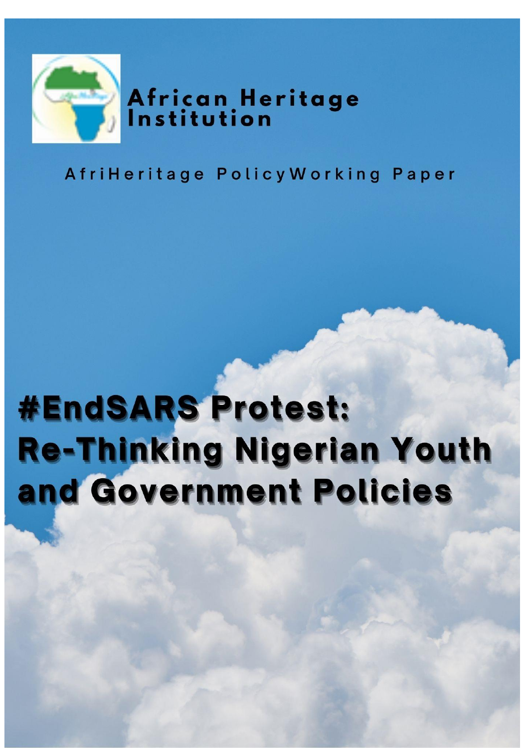African Heritage Institution

AfriHeritage Policy Working Paper

# #EndSARS Protest: Re-Thinking Nigerian Youth and Government Policies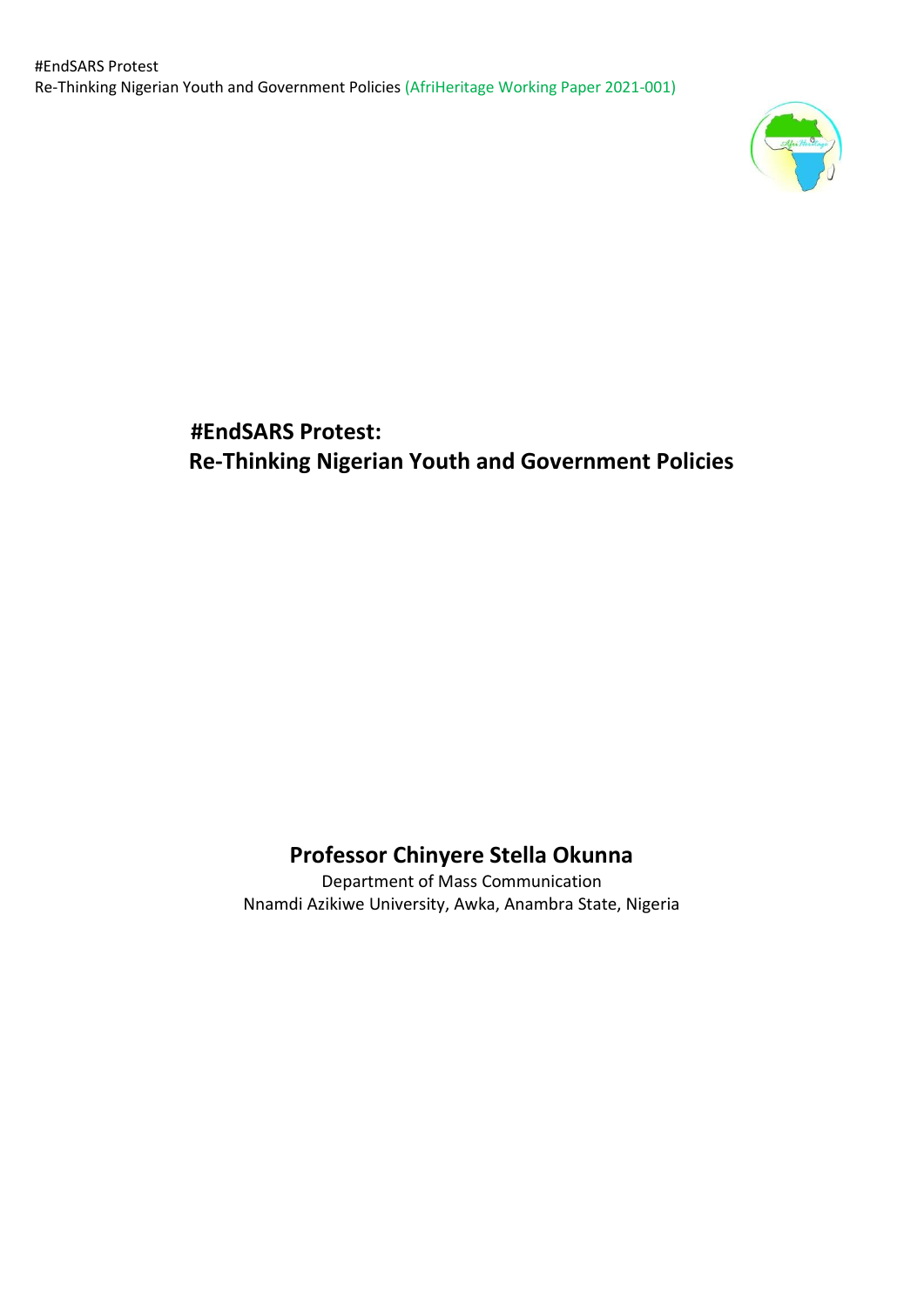# #EndSARS Protest:
# Re-Thinking Nigerian Youth and Government Policies

**Professor Chinyere Stella Okunna**

Department of Mass Communication
Nnamdi Azikiwe University, Awka, Anambra State, Nigeria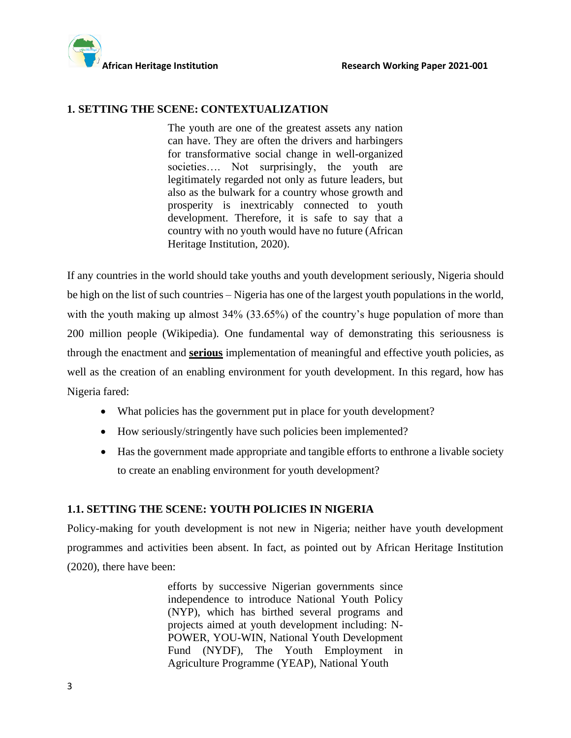## 1. SETTING THE SCENE: CONTEXTUALIZATION

> The youth are one of the greatest assets any nation can have. They are often the drivers and harbingers for transformative social change in well-organized societies…. Not surprisingly, the youth are legitimately regarded not only as future leaders, but also as the bulwark for a country whose growth and prosperity is inextricably connected to youth development. Therefore, it is safe to say that a country with no youth would have no future (African Heritage Institution, 2020).

If any countries in the world should take youths and youth development seriously, Nigeria should be high on the list of such countries – Nigeria has one of the largest youth populations in the world, with the youth making up almost 34% (33.65%) of the country's huge population of more than 200 million people (Wikipedia). One fundamental way of demonstrating this seriousness is through the enactment and **serious** implementation of meaningful and effective youth policies, as well as the creation of an enabling environment for youth development. In this regard, how has Nigeria fared:

- What policies has the government put in place for youth development?
- How seriously/stringently have such policies been implemented?
- Has the government made appropriate and tangible efforts to enthrone a livable society to create an enabling environment for youth development?

## 1.1. SETTING THE SCENE: YOUTH POLICIES IN NIGERIA

Policy-making for youth development is not new in Nigeria; neither have youth development programmes and activities been absent. In fact, as pointed out by African Heritage Institution (2020), there have been:

> efforts by successive Nigerian governments since independence to introduce National Youth Policy (NYP), which has birthed several programs and projects aimed at youth development including: N-POWER, YOU-WIN, National Youth Development Fund (NYDF), The Youth Employment in Agriculture Programme (YEAP), National Youth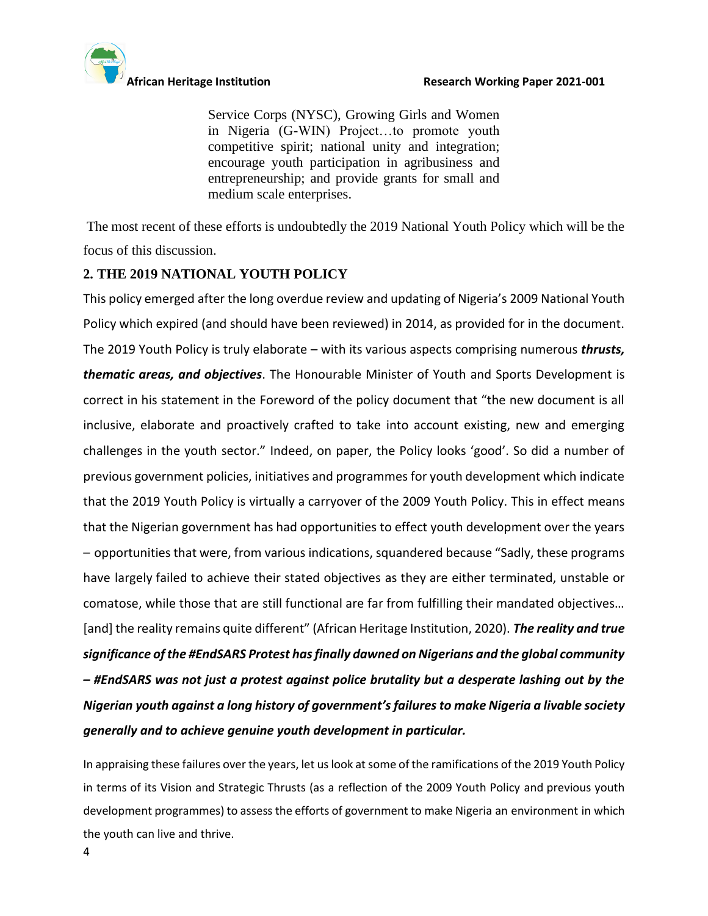> Service Corps (NYSC), Growing Girls and Women in Nigeria (G-WIN) Project…to promote youth competitive spirit; national unity and integration; encourage youth participation in agribusiness and entrepreneurship; and provide grants for small and medium scale enterprises.

The most recent of these efforts is undoubtedly the 2019 National Youth Policy which will be the focus of this discussion.

## 2. THE 2019 NATIONAL YOUTH POLICY

This policy emerged after the long overdue review and updating of Nigeria's 2009 National Youth Policy which expired (and should have been reviewed) in 2014, as provided for in the document. The 2019 Youth Policy is truly elaborate – with its various aspects comprising numerous ***thrusts, thematic areas, and objectives***. The Honourable Minister of Youth and Sports Development is correct in his statement in the Foreword of the policy document that "the new document is all inclusive, elaborate and proactively crafted to take into account existing, new and emerging challenges in the youth sector." Indeed, on paper, the Policy looks 'good'. So did a number of previous government policies, initiatives and programmes for youth development which indicate that the 2019 Youth Policy is virtually a carryover of the 2009 Youth Policy. This in effect means that the Nigerian government has had opportunities to effect youth development over the years – opportunities that were, from various indications, squandered because "Sadly, these programs have largely failed to achieve their stated objectives as they are either terminated, unstable or comatose, while those that are still functional are far from fulfilling their mandated objectives… [and] the reality remains quite different" (African Heritage Institution, 2020). ***The reality and true significance of the #EndSARS Protest has finally dawned on Nigerians and the global community – #EndSARS was not just a protest against police brutality but a desperate lashing out by the Nigerian youth against a long history of government's failures to make Nigeria a livable society generally and to achieve genuine youth development in particular.***

In appraising these failures over the years, let us look at some of the ramifications of the 2019 Youth Policy in terms of its Vision and Strategic Thrusts (as a reflection of the 2009 Youth Policy and previous youth development programmes) to assess the efforts of government to make Nigeria an environment in which the youth can live and thrive.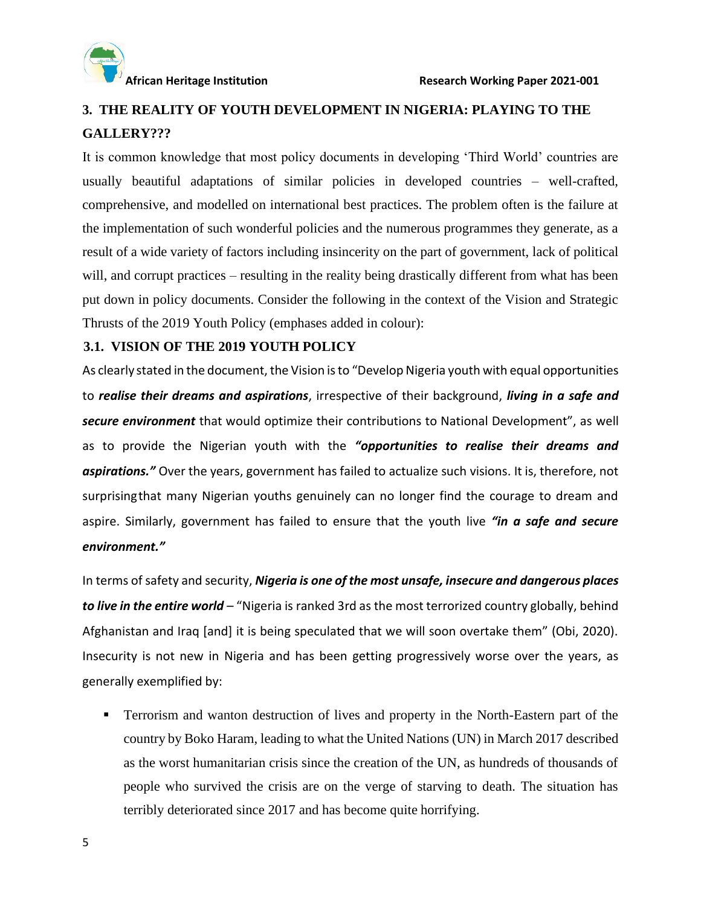## 3. THE REALITY OF YOUTH DEVELOPMENT IN NIGERIA: PLAYING TO THE GALLERY???

It is common knowledge that most policy documents in developing 'Third World' countries are usually beautiful adaptations of similar policies in developed countries – well-crafted, comprehensive, and modelled on international best practices. The problem often is the failure at the implementation of such wonderful policies and the numerous programmes they generate, as a result of a wide variety of factors including insincerity on the part of government, lack of political will, and corrupt practices – resulting in the reality being drastically different from what has been put down in policy documents. Consider the following in the context of the Vision and Strategic Thrusts of the 2019 Youth Policy (emphases added in colour):

### 3.1. VISION OF THE 2019 YOUTH POLICY

As clearly stated in the document, the Vision is to "Develop Nigeria youth with equal opportunities to ***realise their dreams and aspirations***, irrespective of their background, ***living in a safe and secure environment*** that would optimize their contributions to National Development", as well as to provide the Nigerian youth with the ***"opportunities to realise their dreams and aspirations."*** Over the years, government has failed to actualize such visions. It is, therefore, not surprising that many Nigerian youths genuinely can no longer find the courage to dream and aspire. Similarly, government has failed to ensure that the youth live ***"in a safe and secure environment."***

In terms of safety and security, ***Nigeria is one of the most unsafe, insecure and dangerous places to live in the entire world*** – "Nigeria is ranked 3rd as the most terrorized country globally, behind Afghanistan and Iraq [and] it is being speculated that we will soon overtake them" (Obi, 2020). Insecurity is not new in Nigeria and has been getting progressively worse over the years, as generally exemplified by:

- Terrorism and wanton destruction of lives and property in the North-Eastern part of the country by Boko Haram, leading to what the United Nations (UN) in March 2017 described as the worst humanitarian crisis since the creation of the UN, as hundreds of thousands of people who survived the crisis are on the verge of starving to death. The situation has terribly deteriorated since 2017 and has become quite horrifying.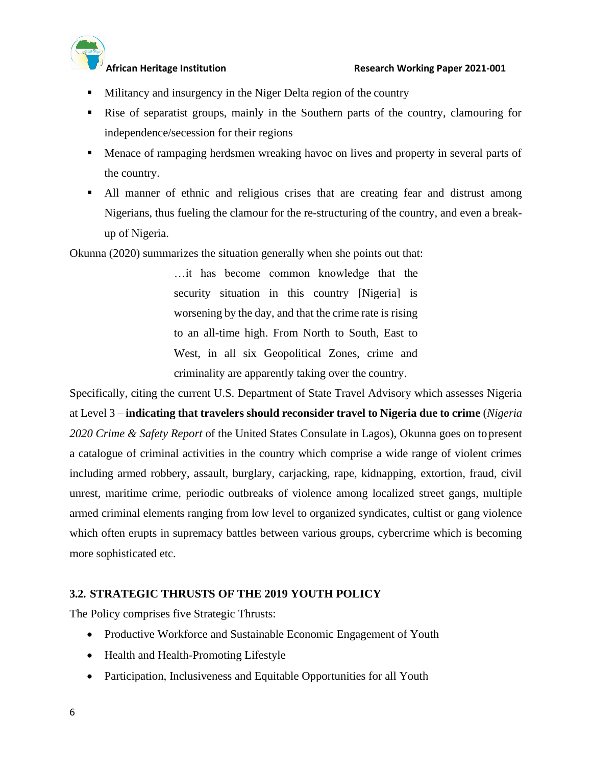- Militancy and insurgency in the Niger Delta region of the country
- Rise of separatist groups, mainly in the Southern parts of the country, clamouring for independence/secession for their regions
- Menace of rampaging herdsmen wreaking havoc on lives and property in several parts of the country.
- All manner of ethnic and religious crises that are creating fear and distrust among Nigerians, thus fueling the clamour for the re-structuring of the country, and even a break-up of Nigeria.

Okunna (2020) summarizes the situation generally when she points out that:

> …it has become common knowledge that the security situation in this country [Nigeria] is worsening by the day, and that the crime rate is rising to an all-time high. From North to South, East to West, in all six Geopolitical Zones, crime and criminality are apparently taking over the country.

Specifically, citing the current U.S. Department of State Travel Advisory which assesses Nigeria at Level 3 – **indicating that travelers should reconsider travel to Nigeria due to crime** (*Nigeria 2020 Crime & Safety Report* of the United States Consulate in Lagos), Okunna goes on to present a catalogue of criminal activities in the country which comprise a wide range of violent crimes including armed robbery, assault, burglary, carjacking, rape, kidnapping, extortion, fraud, civil unrest, maritime crime, periodic outbreaks of violence among localized street gangs, multiple armed criminal elements ranging from low level to organized syndicates, cultist or gang violence which often erupts in supremacy battles between various groups, cybercrime which is becoming more sophisticated etc.

### 3.2. STRATEGIC THRUSTS OF THE 2019 YOUTH POLICY

The Policy comprises five Strategic Thrusts:

- Productive Workforce and Sustainable Economic Engagement of Youth
- Health and Health-Promoting Lifestyle
- Participation, Inclusiveness and Equitable Opportunities for all Youth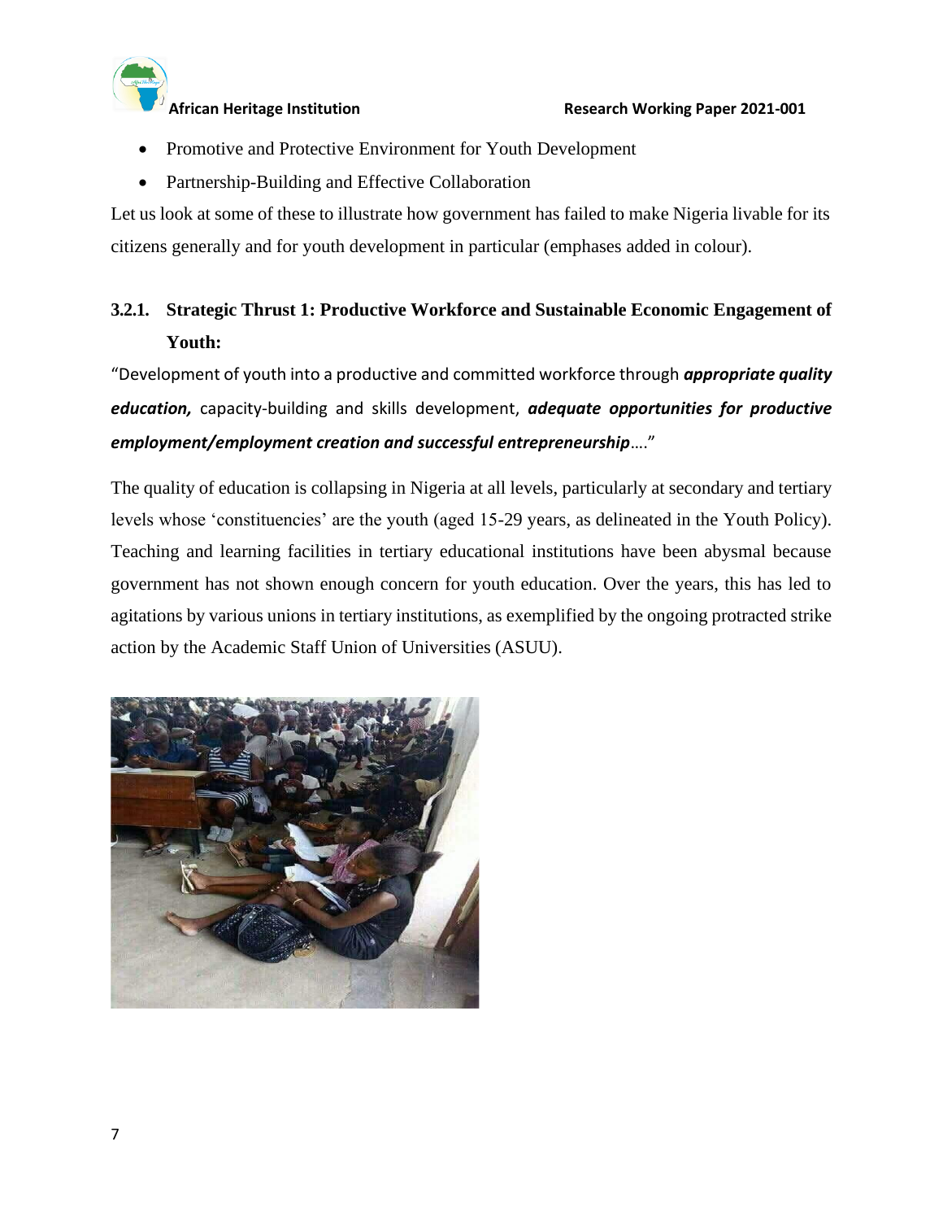- Promotive and Protective Environment for Youth Development
- Partnership-Building and Effective Collaboration

Let us look at some of these to illustrate how government has failed to make Nigeria livable for its citizens generally and for youth development in particular (emphases added in colour).

### 3.2.1. Strategic Thrust 1: Productive Workforce and Sustainable Economic Engagement of Youth:

"Development of youth into a productive and committed workforce through ***appropriate quality education,*** capacity-building and skills development, ***adequate opportunities for productive employment/employment creation and successful entrepreneurship***…."

The quality of education is collapsing in Nigeria at all levels, particularly at secondary and tertiary levels whose 'constituencies' are the youth (aged 15-29 years, as delineated in the Youth Policy). Teaching and learning facilities in tertiary educational institutions have been abysmal because government has not shown enough concern for youth education. Over the years, this has led to agitations by various unions in tertiary institutions, as exemplified by the ongoing protracted strike action by the Academic Staff Union of Universities (ASUU).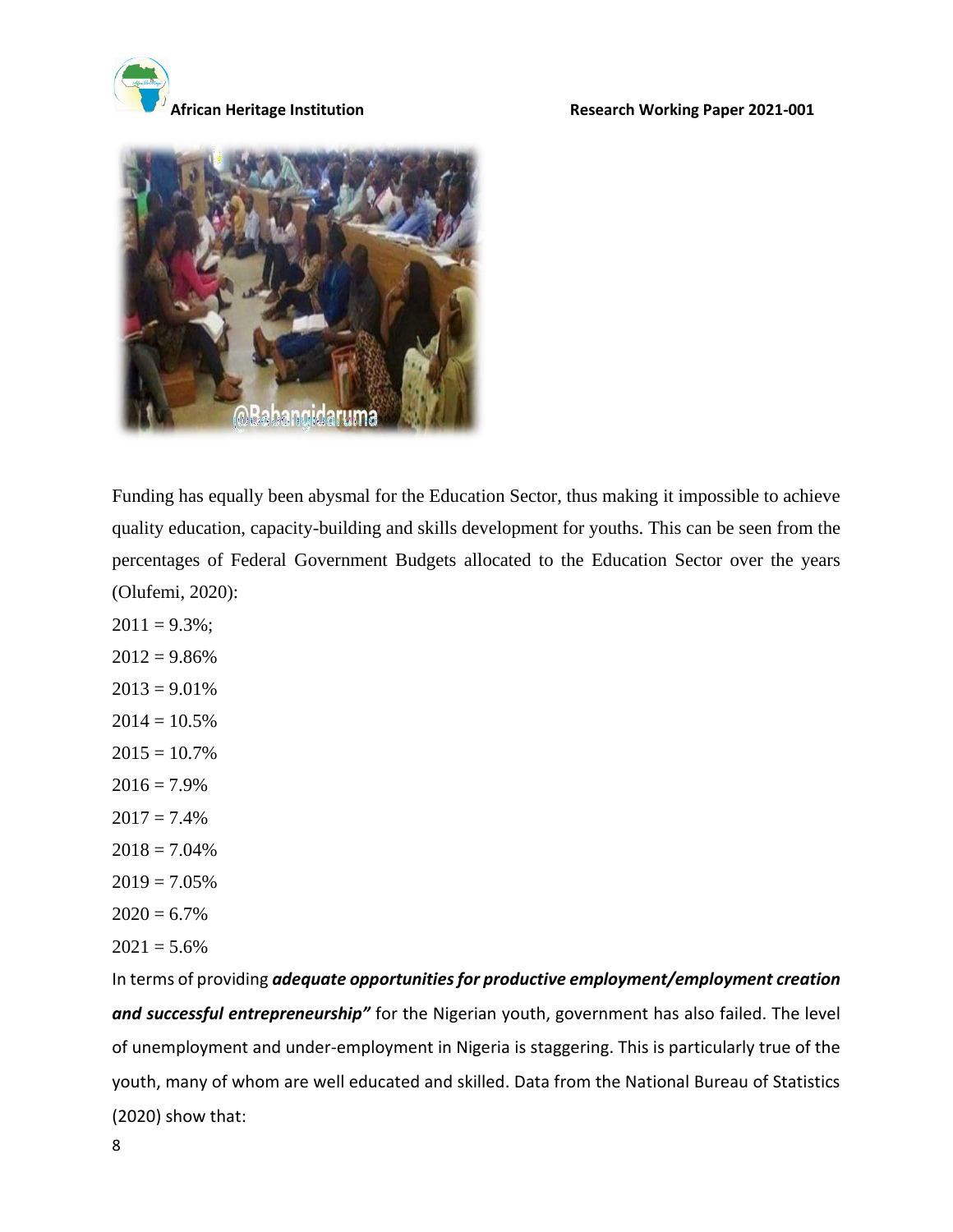Funding has equally been abysmal for the Education Sector, thus making it impossible to achieve quality education, capacity-building and skills development for youths. This can be seen from the percentages of Federal Government Budgets allocated to the Education Sector over the years (Olufemi, 2020):

2011 = 9.3%;

2012 = 9.86%

2013 = 9.01%

2014 = 10.5%

2015 = 10.7%

2016 = 7.9%

2017 = 7.4%

2018 = 7.04%

2019 = 7.05%

2020 = 6.7%

2021 = 5.6%

In terms of providing ***adequate opportunities for productive employment/employment creation and successful entrepreneurship"*** for the Nigerian youth, government has also failed. The level of unemployment and under-employment in Nigeria is staggering. This is particularly true of the youth, many of whom are well educated and skilled. Data from the National Bureau of Statistics (2020) show that: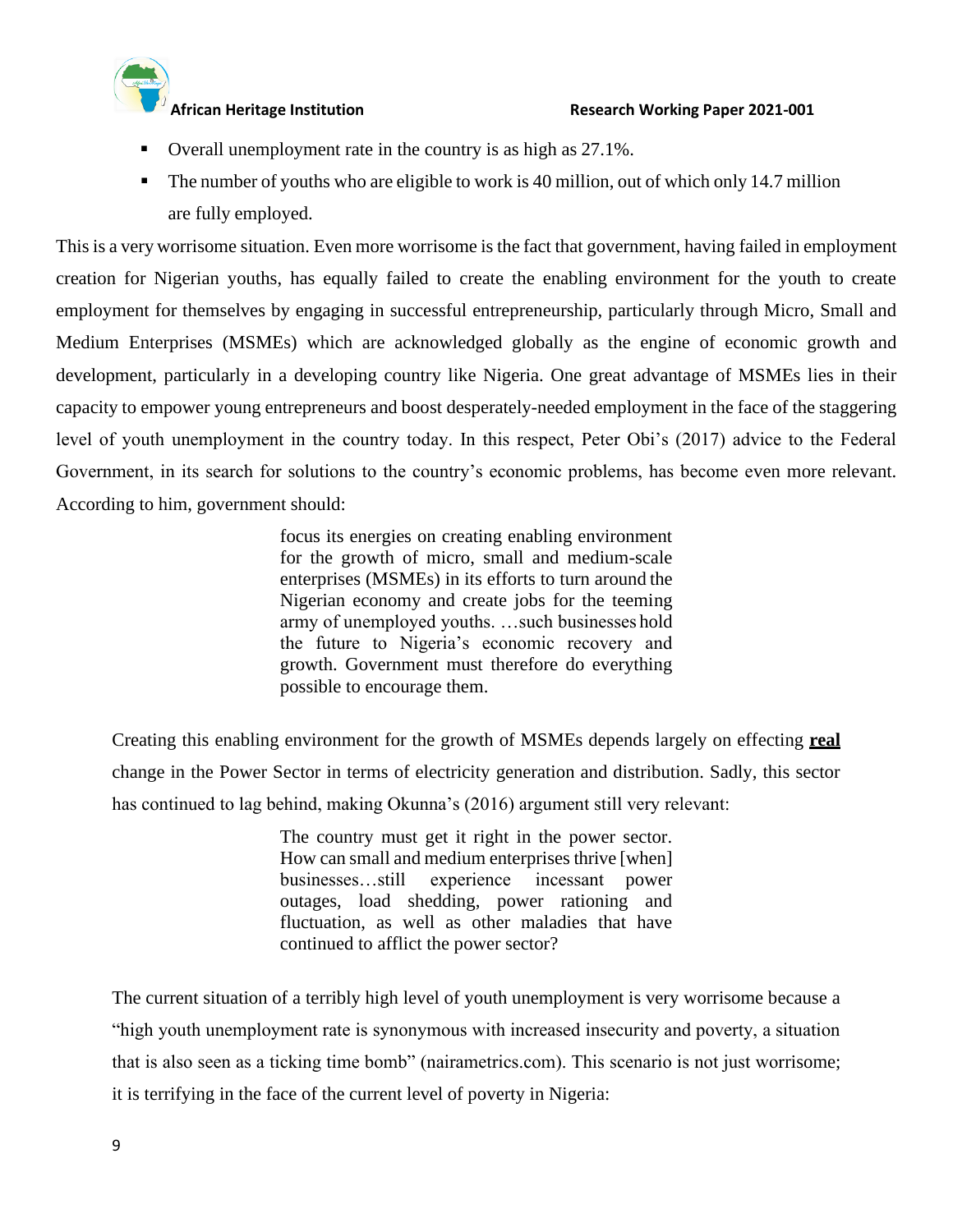- Overall unemployment rate in the country is as high as 27.1%.
- The number of youths who are eligible to work is 40 million, out of which only 14.7 million are fully employed.

This is a very worrisome situation. Even more worrisome is the fact that government, having failed in employment creation for Nigerian youths, has equally failed to create the enabling environment for the youth to create employment for themselves by engaging in successful entrepreneurship, particularly through Micro, Small and Medium Enterprises (MSMEs) which are acknowledged globally as the engine of economic growth and development, particularly in a developing country like Nigeria. One great advantage of MSMEs lies in their capacity to empower young entrepreneurs and boost desperately-needed employment in the face of the staggering level of youth unemployment in the country today. In this respect, Peter Obi's (2017) advice to the Federal Government, in its search for solutions to the country's economic problems, has become even more relevant. According to him, government should:

> focus its energies on creating enabling environment for the growth of micro, small and medium-scale enterprises (MSMEs) in its efforts to turn around the Nigerian economy and create jobs for the teeming army of unemployed youths. …such businesses hold the future to Nigeria's economic recovery and growth. Government must therefore do everything possible to encourage them.

Creating this enabling environment for the growth of MSMEs depends largely on effecting **real** change in the Power Sector in terms of electricity generation and distribution. Sadly, this sector has continued to lag behind, making Okunna's (2016) argument still very relevant:

> The country must get it right in the power sector. How can small and medium enterprises thrive [when] businesses…still experience incessant power outages, load shedding, power rationing and fluctuation, as well as other maladies that have continued to afflict the power sector?

The current situation of a terribly high level of youth unemployment is very worrisome because a "high youth unemployment rate is synonymous with increased insecurity and poverty, a situation that is also seen as a ticking time bomb" (nairametrics.com). This scenario is not just worrisome; it is terrifying in the face of the current level of poverty in Nigeria: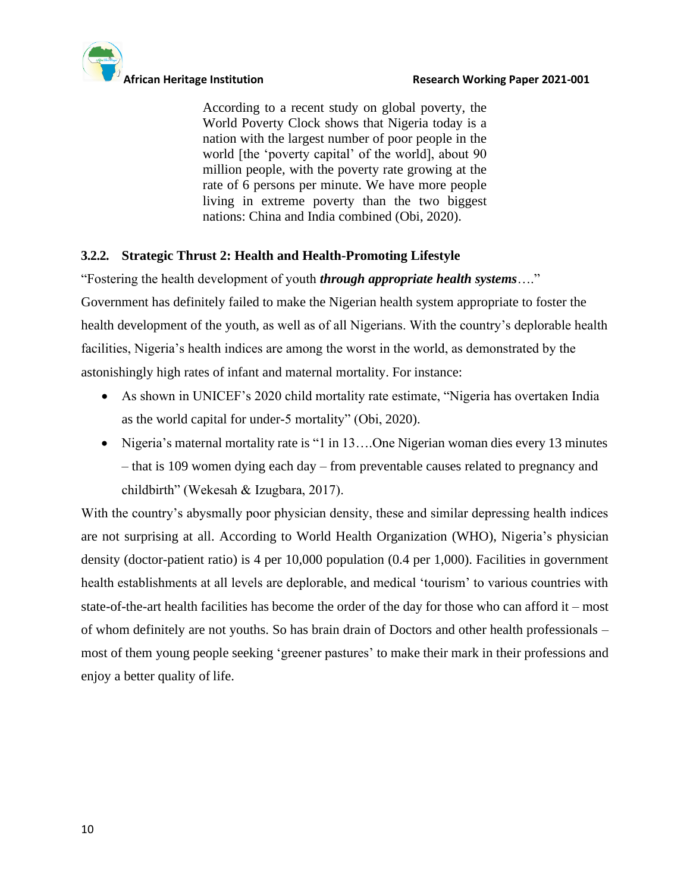> According to a recent study on global poverty, the World Poverty Clock shows that Nigeria today is a nation with the largest number of poor people in the world [the 'poverty capital' of the world], about 90 million people, with the poverty rate growing at the rate of 6 persons per minute. We have more people living in extreme poverty than the two biggest nations: China and India combined (Obi, 2020).

### 3.2.2. Strategic Thrust 2: Health and Health-Promoting Lifestyle

"Fostering the health development of youth ***through appropriate health systems***…."

Government has definitely failed to make the Nigerian health system appropriate to foster the health development of the youth, as well as of all Nigerians. With the country's deplorable health facilities, Nigeria's health indices are among the worst in the world, as demonstrated by the astonishingly high rates of infant and maternal mortality. For instance:

- As shown in UNICEF's 2020 child mortality rate estimate, "Nigeria has overtaken India as the world capital for under-5 mortality" (Obi, 2020).
- Nigeria's maternal mortality rate is "1 in 13….One Nigerian woman dies every 13 minutes – that is 109 women dying each day – from preventable causes related to pregnancy and childbirth" (Wekesah & Izugbara, 2017).

With the country's abysmally poor physician density, these and similar depressing health indices are not surprising at all. According to World Health Organization (WHO), Nigeria's physician density (doctor-patient ratio) is 4 per 10,000 population (0.4 per 1,000). Facilities in government health establishments at all levels are deplorable, and medical 'tourism' to various countries with state-of-the-art health facilities has become the order of the day for those who can afford it – most of whom definitely are not youths. So has brain drain of Doctors and other health professionals – most of them young people seeking 'greener pastures' to make their mark in their professions and enjoy a better quality of life.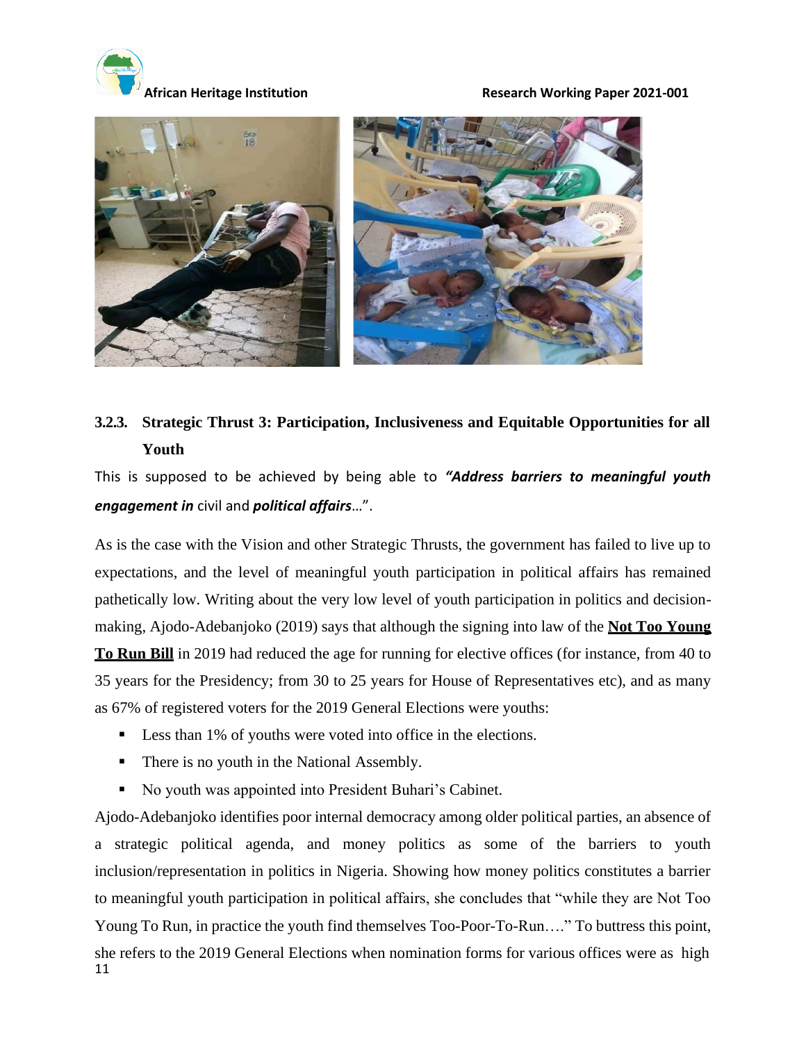### 3.2.3. Strategic Thrust 3: Participation, Inclusiveness and Equitable Opportunities for all Youth

This is supposed to be achieved by being able to ***"Address barriers to meaningful youth engagement in*** civil and ***political affairs***…".

As is the case with the Vision and other Strategic Thrusts, the government has failed to live up to expectations, and the level of meaningful youth participation in political affairs has remained pathetically low. Writing about the very low level of youth participation in politics and decision-making, Ajodo-Adebanjoko (2019) says that although the signing into law of the **Not Too Young To Run Bill** in 2019 had reduced the age for running for elective offices (for instance, from 40 to 35 years for the Presidency; from 30 to 25 years for House of Representatives etc), and as many as 67% of registered voters for the 2019 General Elections were youths:

- Less than 1% of youths were voted into office in the elections.
- There is no youth in the National Assembly.
- No youth was appointed into President Buhari's Cabinet.

Ajodo-Adebanjoko identifies poor internal democracy among older political parties, an absence of a strategic political agenda, and money politics as some of the barriers to youth inclusion/representation in politics in Nigeria. Showing how money politics constitutes a barrier to meaningful youth participation in political affairs, she concludes that "while they are Not Too Young To Run, in practice the youth find themselves Too-Poor-To-Run…." To buttress this point, she refers to the 2019 General Elections when nomination forms for various offices were as high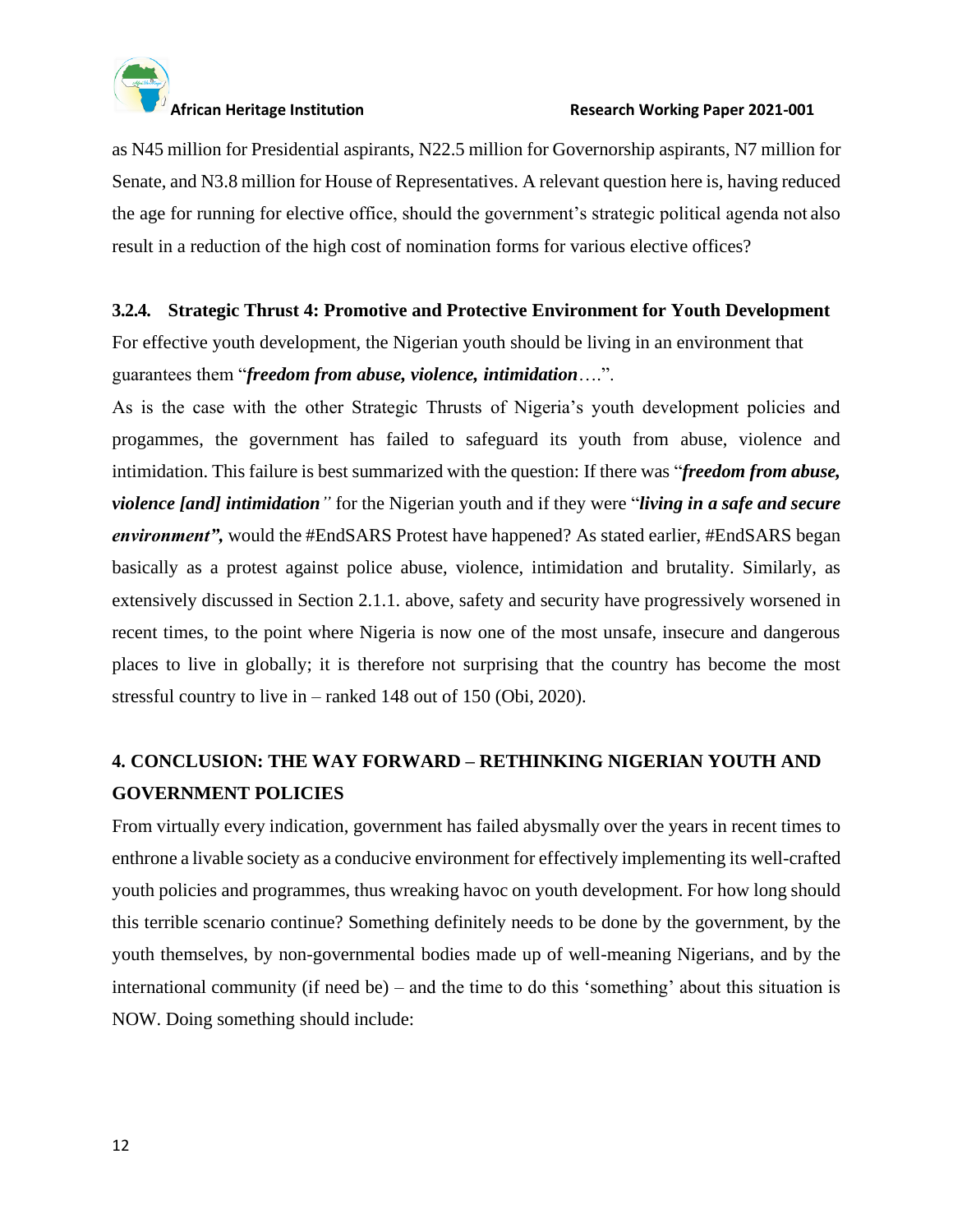as N45 million for Presidential aspirants, N22.5 million for Governorship aspirants, N7 million for Senate, and N3.8 million for House of Representatives. A relevant question here is, having reduced the age for running for elective office, should the government's strategic political agenda not also result in a reduction of the high cost of nomination forms for various elective offices?

### 3.2.4. Strategic Thrust 4: Promotive and Protective Environment for Youth Development

For effective youth development, the Nigerian youth should be living in an environment that guarantees them "***freedom from abuse, violence, intimidation***….".

As is the case with the other Strategic Thrusts of Nigeria's youth development policies and progammes, the government has failed to safeguard its youth from abuse, violence and intimidation. This failure is best summarized with the question: If there was "***freedom from abuse, violence [and] intimidation****"* for the Nigerian youth and if they were "***living in a safe and secure environment",*** would the #EndSARS Protest have happened? As stated earlier, #EndSARS began basically as a protest against police abuse, violence, intimidation and brutality. Similarly, as extensively discussed in Section 2.1.1. above, safety and security have progressively worsened in recent times, to the point where Nigeria is now one of the most unsafe, insecure and dangerous places to live in globally; it is therefore not surprising that the country has become the most stressful country to live in – ranked 148 out of 150 (Obi, 2020).

## 4. CONCLUSION: THE WAY FORWARD – RETHINKING NIGERIAN YOUTH AND GOVERNMENT POLICIES

From virtually every indication, government has failed abysmally over the years in recent times to enthrone a livable society as a conducive environment for effectively implementing its well-crafted youth policies and programmes, thus wreaking havoc on youth development. For how long should this terrible scenario continue? Something definitely needs to be done by the government, by the youth themselves, by non-governmental bodies made up of well-meaning Nigerians, and by the international community (if need be) – and the time to do this 'something' about this situation is NOW. Doing something should include: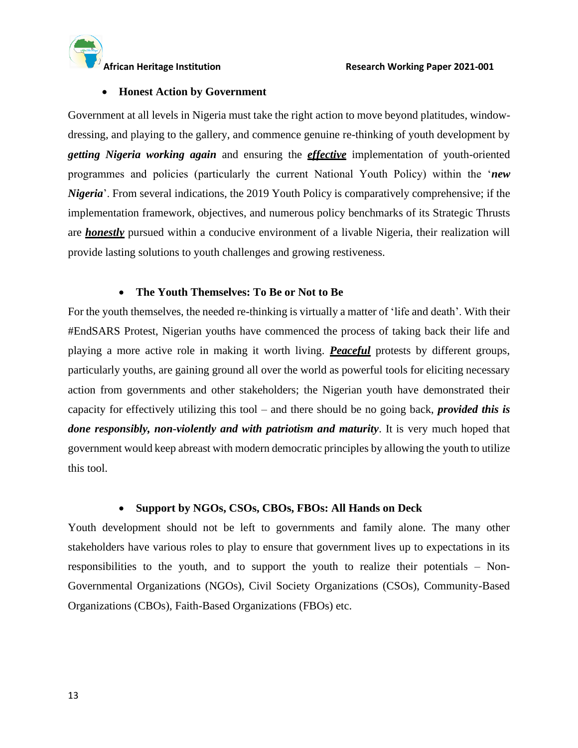- **Honest Action by Government**

Government at all levels in Nigeria must take the right action to move beyond platitudes, window-dressing, and playing to the gallery, and commence genuine re-thinking of youth development by ***getting Nigeria working again*** and ensuring the ***<u>effective</u>*** implementation of youth-oriented programmes and policies (particularly the current National Youth Policy) within the '***new Nigeria***'. From several indications, the 2019 Youth Policy is comparatively comprehensive; if the implementation framework, objectives, and numerous policy benchmarks of its Strategic Thrusts are ***<u>honestly</u>*** pursued within a conducive environment of a livable Nigeria, their realization will provide lasting solutions to youth challenges and growing restiveness.

- **The Youth Themselves: To Be or Not to Be**

For the youth themselves, the needed re-thinking is virtually a matter of 'life and death'. With their #EndSARS Protest, Nigerian youths have commenced the process of taking back their life and playing a more active role in making it worth living. ***<u>Peaceful</u>*** protests by different groups, particularly youths, are gaining ground all over the world as powerful tools for eliciting necessary action from governments and other stakeholders; the Nigerian youth have demonstrated their capacity for effectively utilizing this tool – and there should be no going back, ***provided this is done responsibly, non-violently and with patriotism and maturity***. It is very much hoped that government would keep abreast with modern democratic principles by allowing the youth to utilize this tool.

- **Support by NGOs, CSOs, CBOs, FBOs: All Hands on Deck**

Youth development should not be left to governments and family alone. The many other stakeholders have various roles to play to ensure that government lives up to expectations in its responsibilities to the youth, and to support the youth to realize their potentials – Non-Governmental Organizations (NGOs), Civil Society Organizations (CSOs), Community-Based Organizations (CBOs), Faith-Based Organizations (FBOs) etc.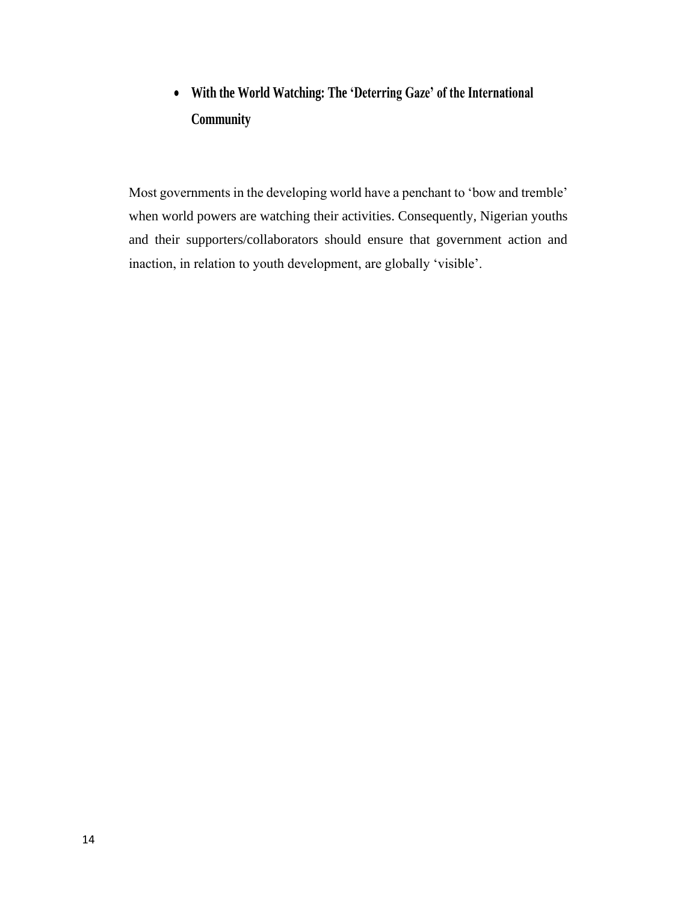- **With the World Watching: The 'Deterring Gaze' of the International Community**

Most governments in the developing world have a penchant to 'bow and tremble' when world powers are watching their activities. Consequently, Nigerian youths and their supporters/collaborators should ensure that government action and inaction, in relation to youth development, are globally 'visible'.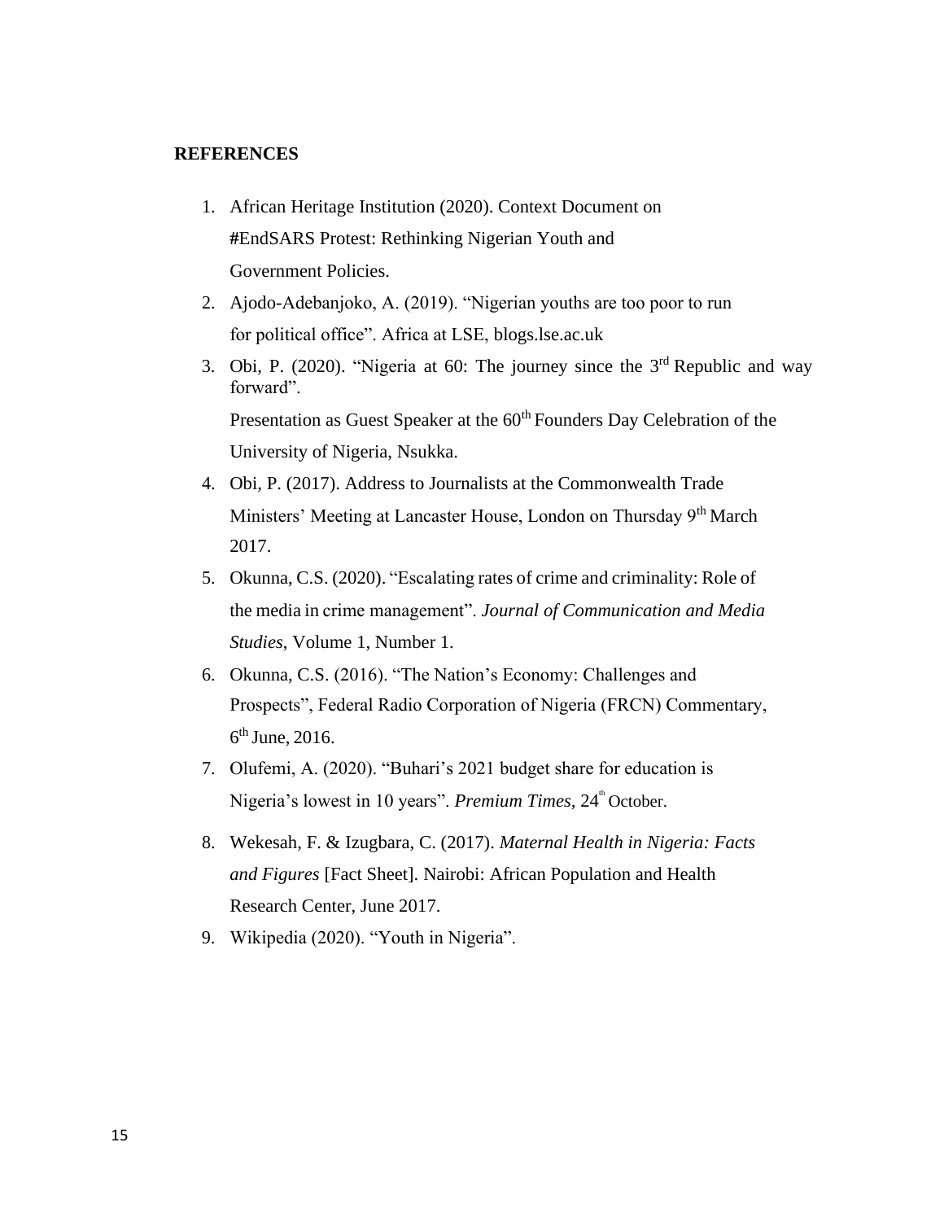**REFERENCES**

1. African Heritage Institution (2020). Context Document on #EndSARS Protest: Rethinking Nigerian Youth and Government Policies.
2. Ajodo-Adebanjoko, A. (2019). "Nigerian youths are too poor to run for political office". Africa at LSE, blogs.lse.ac.uk
3. Obi, P. (2020). "Nigeria at 60: The journey since the 3rd Republic and way forward".

   Presentation as Guest Speaker at the 60th Founders Day Celebration of the University of Nigeria, Nsukka.
4. Obi, P. (2017). Address to Journalists at the Commonwealth Trade Ministers' Meeting at Lancaster House, London on Thursday 9th March 2017.
5. Okunna, C.S. (2020). "Escalating rates of crime and criminality: Role of the media in crime management". *Journal of Communication and Media Studies*, Volume 1, Number 1.
6. Okunna, C.S. (2016). "The Nation's Economy: Challenges and Prospects", Federal Radio Corporation of Nigeria (FRCN) Commentary, 6th June, 2016.
7. Olufemi, A. (2020). "Buhari's 2021 budget share for education is Nigeria's lowest in 10 years". *Premium Times*, 24th October.
8. Wekesah, F. & Izugbara, C. (2017). *Maternal Health in Nigeria: Facts and Figures* [Fact Sheet]. Nairobi: African Population and Health Research Center, June 2017.
9. Wikipedia (2020). "Youth in Nigeria".